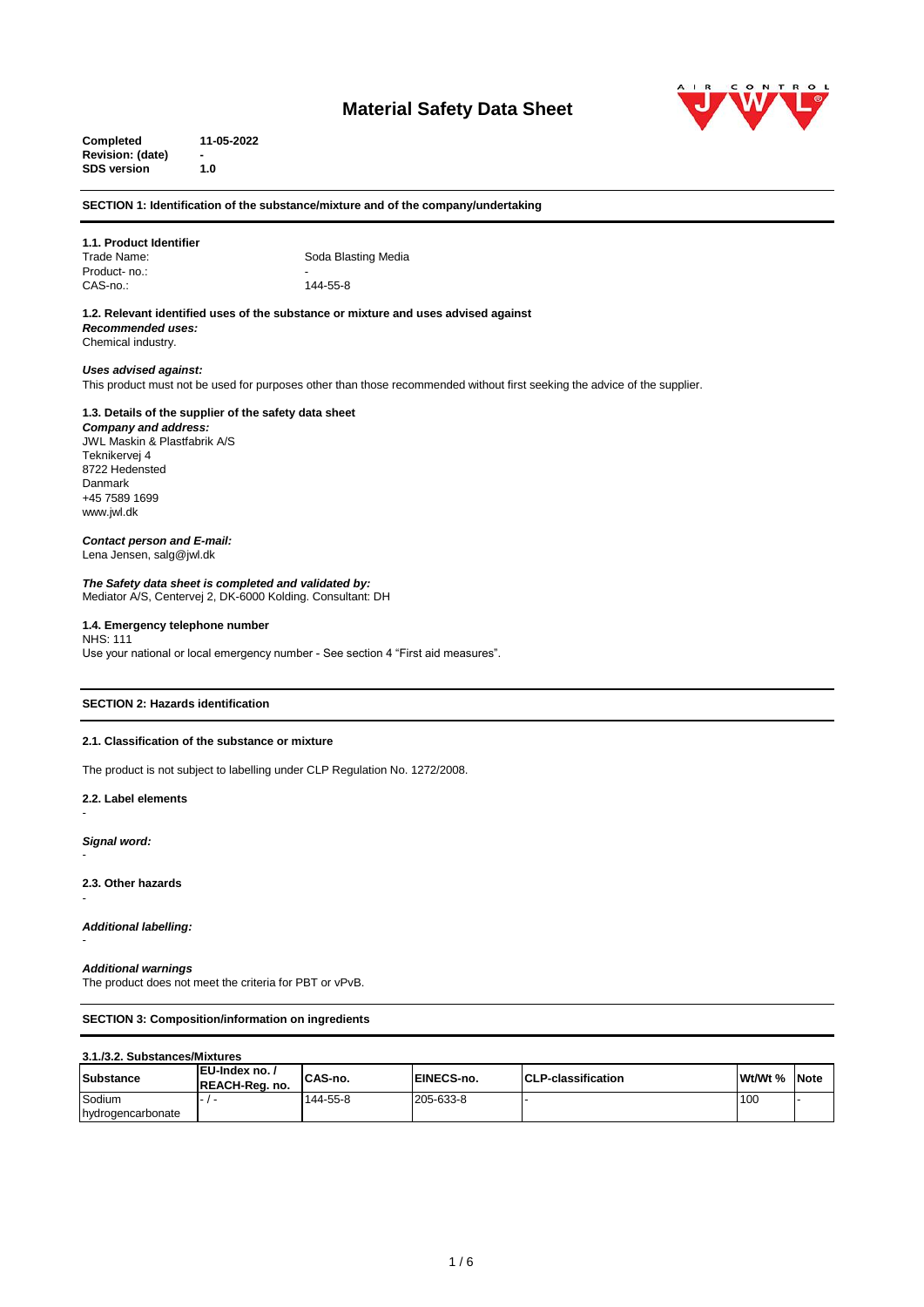# Material Safety Data Sheet

**Completed** **11-05-2022**
**Revision: (date)** **-**
**SDS version** **1.0**

## SECTION 1: Identification of the substance/mixture and of the company/undertaking

### 1.1. Product Identifier

Trade Name: Soda Blasting Media
Product- no.: -
CAS-no.: 144-55-8

### 1.2. Relevant identified uses of the substance or mixture and uses advised against

***Recommended uses:***
Chemical industry.

***Uses advised against:***
This product must not be used for purposes other than those recommended without first seeking the advice of the supplier.

### 1.3. Details of the supplier of the safety data sheet

***Company and address:***
JWL Maskin & Plastfabrik A/S
Teknikervej 4
8722 Hedensted
Danmark
+45 7589 1699
www.jwl.dk

***Contact person and E-mail:***
Lena Jensen, salg@jwl.dk

***The Safety data sheet is completed and validated by:***
Mediator A/S, Centervej 2, DK-6000 Kolding. Consultant: DH

### 1.4. Emergency telephone number

NHS: 111
Use your national or local emergency number - See section 4 “First aid measures”.

## SECTION 2: Hazards identification

### 2.1. Classification of the substance or mixture

The product is not subject to labelling under CLP Regulation No. 1272/2008.

### 2.2. Label elements

-

***Signal word:***
-

### 2.3. Other hazards

-

***Additional labelling:***
-

***Additional warnings***
The product does not meet the criteria for PBT or vPvB.

## SECTION 3: Composition/information on ingredients

### 3.1./3.2. Substances/Mixtures

| Substance | EU-Index no. / REACH-Reg. no. | CAS-no. | EINECS-no. | CLP-classification | Wt/Wt % | Note |
|---|---|---|---|---|---|---|
| Sodium hydrogencarbonate | - / - | 144-55-8 | 205-633-8 | - | 100 | - |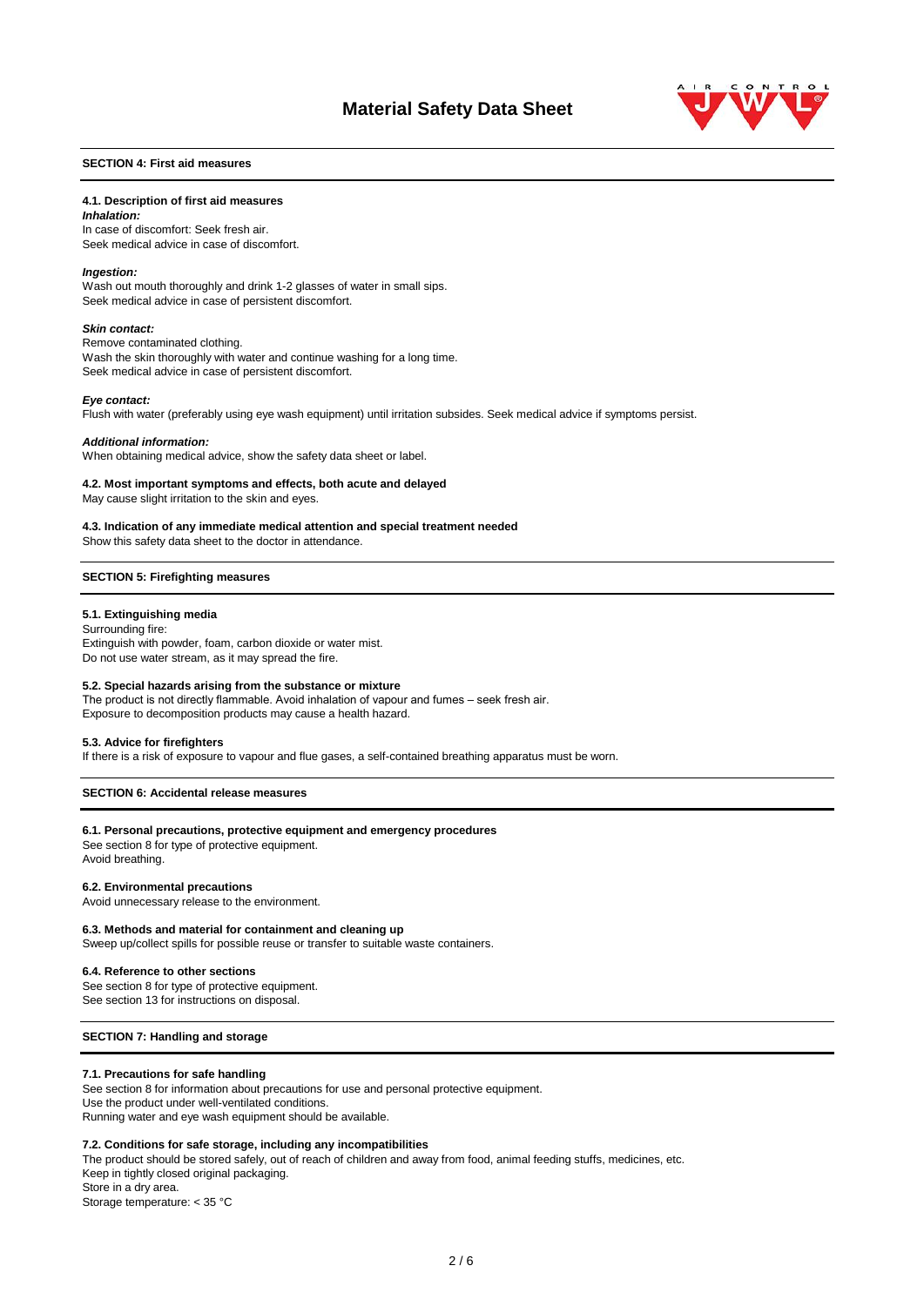## SECTION 4: First aid measures

### 4.1. Description of first aid measures

***Inhalation:***

In case of discomfort: Seek fresh air.
Seek medical advice in case of discomfort.

***Ingestion:***

Wash out mouth thoroughly and drink 1-2 glasses of water in small sips.
Seek medical advice in case of persistent discomfort.

***Skin contact:***

Remove contaminated clothing.
Wash the skin thoroughly with water and continue washing for a long time.
Seek medical advice in case of persistent discomfort.

***Eye contact:***

Flush with water (preferably using eye wash equipment) until irritation subsides. Seek medical advice if symptoms persist.

***Additional information:***

When obtaining medical advice, show the safety data sheet or label.

### 4.2. Most important symptoms and effects, both acute and delayed

May cause slight irritation to the skin and eyes.

### 4.3. Indication of any immediate medical attention and special treatment needed

Show this safety data sheet to the doctor in attendance.

## SECTION 5: Firefighting measures

### 5.1. Extinguishing media

Surrounding fire:
Extinguish with powder, foam, carbon dioxide or water mist.
Do not use water stream, as it may spread the fire.

### 5.2. Special hazards arising from the substance or mixture

The product is not directly flammable. Avoid inhalation of vapour and fumes – seek fresh air.
Exposure to decomposition products may cause a health hazard.

### 5.3. Advice for firefighters

If there is a risk of exposure to vapour and flue gases, a self-contained breathing apparatus must be worn.

## SECTION 6: Accidental release measures

### 6.1. Personal precautions, protective equipment and emergency procedures

See section 8 for type of protective equipment.
Avoid breathing.

### 6.2. Environmental precautions

Avoid unnecessary release to the environment.

### 6.3. Methods and material for containment and cleaning up

Sweep up/collect spills for possible reuse or transfer to suitable waste containers.

### 6.4. Reference to other sections

See section 8 for type of protective equipment.
See section 13 for instructions on disposal.

## SECTION 7: Handling and storage

### 7.1. Precautions for safe handling

See section 8 for information about precautions for use and personal protective equipment.
Use the product under well-ventilated conditions.
Running water and eye wash equipment should be available.

### 7.2. Conditions for safe storage, including any incompatibilities

The product should be stored safely, out of reach of children and away from food, animal feeding stuffs, medicines, etc.
Keep in tightly closed original packaging.
Store in a dry area.
Storage temperature: < 35 °C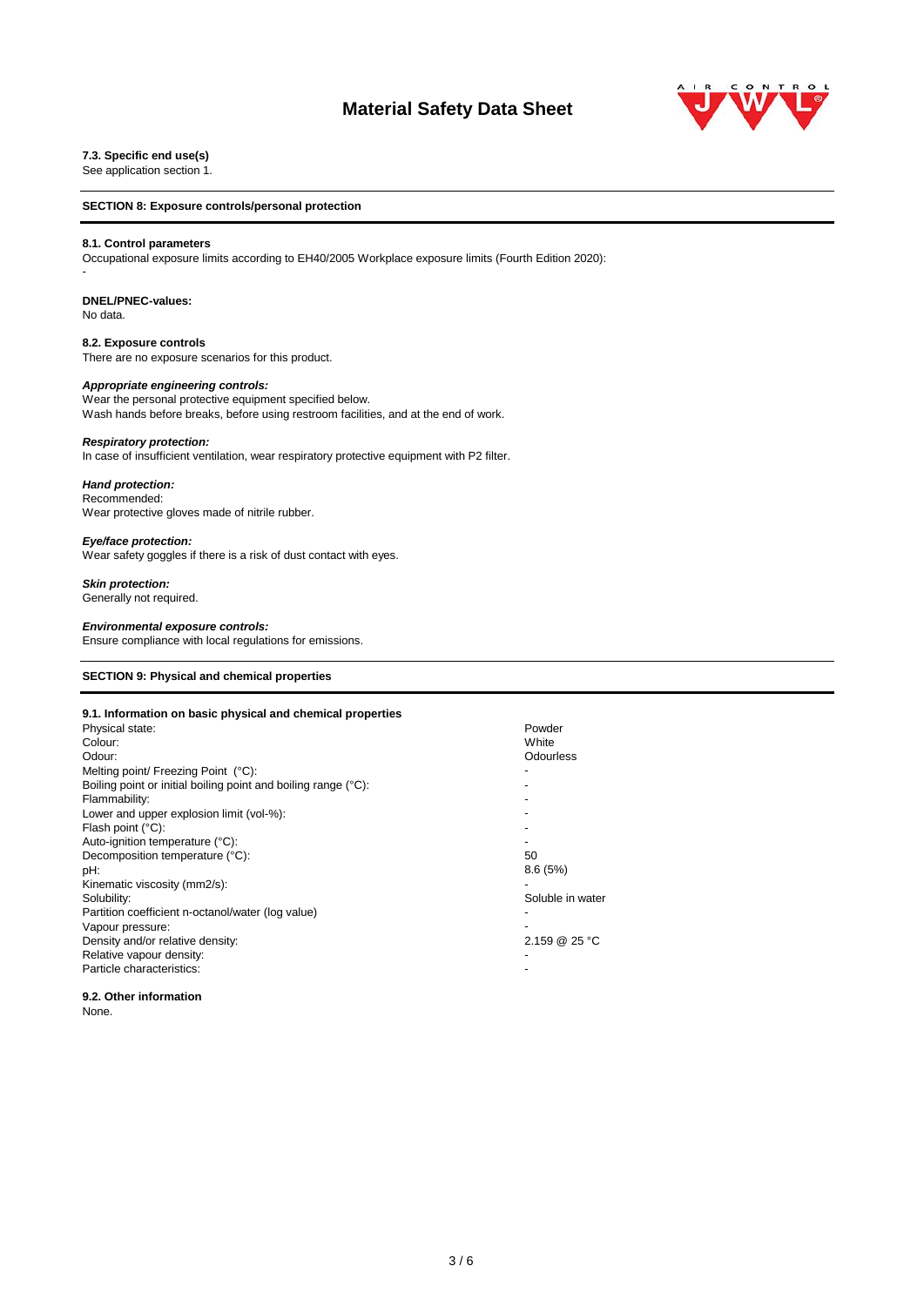### 7.3. Specific end use(s)
See application section 1.

## SECTION 8: Exposure controls/personal protection

### 8.1. Control parameters
Occupational exposure limits according to EH40/2005 Workplace exposure limits (Fourth Edition 2020):

-

**DNEL/PNEC-values:**
No data.

### 8.2. Exposure controls
There are no exposure scenarios for this product.

***Appropriate engineering controls:***
Wear the personal protective equipment specified below.
Wash hands before breaks, before using restroom facilities, and at the end of work.

***Respiratory protection:***
In case of insufficient ventilation, wear respiratory protective equipment with P2 filter.

***Hand protection:***
Recommended:
Wear protective gloves made of nitrile rubber.

***Eye/face protection:***
Wear safety goggles if there is a risk of dust contact with eyes.

***Skin protection:***
Generally not required.

***Environmental exposure controls:***
Ensure compliance with local regulations for emissions.

## SECTION 9: Physical and chemical properties

### 9.1. Information on basic physical and chemical properties

| Property | Value |
|---|---|
| Physical state: | Powder |
| Colour: | White |
| Odour: | Odourless |
| Melting point/ Freezing Point (°C): | - |
| Boiling point or initial boiling point and boiling range (°C): | - |
| Flammability: | - |
| Lower and upper explosion limit (vol-%): | - |
| Flash point (°C): | - |
| Auto-ignition temperature (°C): | - |
| Decomposition temperature (°C): | 50 |
| pH: | 8.6 (5%) |
| Kinematic viscosity (mm2/s): | - |
| Solubility: | Soluble in water |
| Partition coefficient n-octanol/water (log value) | - |
| Vapour pressure: | - |
| Density and/or relative density: | 2.159 @ 25 °C |
| Relative vapour density: | - |
| Particle characteristics: | - |

### 9.2. Other information
None.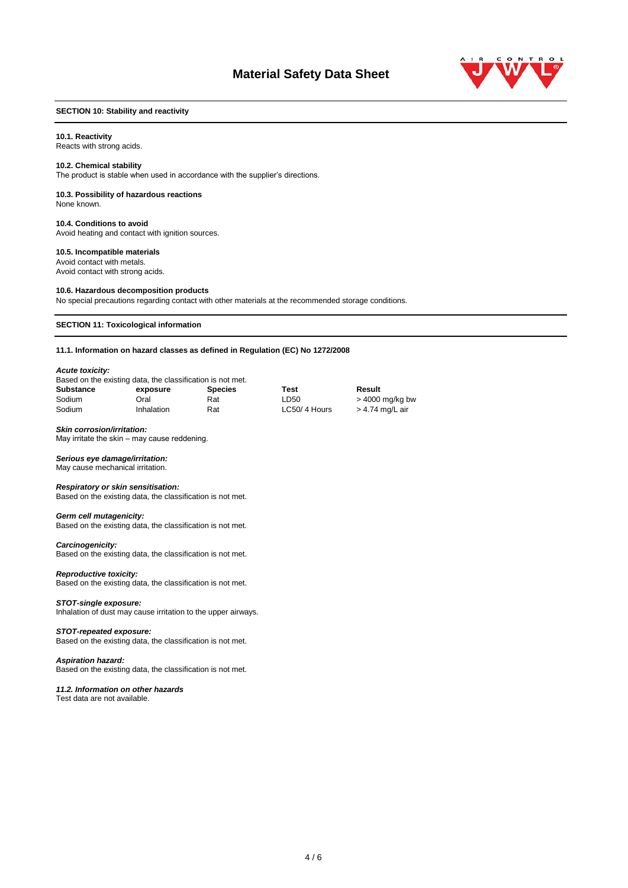## SECTION 10: Stability and reactivity

**10.1. Reactivity**
Reacts with strong acids.

**10.2. Chemical stability**
The product is stable when used in accordance with the supplier's directions.

**10.3. Possibility of hazardous reactions**
None known.

**10.4. Conditions to avoid**
Avoid heating and contact with ignition sources.

**10.5. Incompatible materials**
Avoid contact with metals.
Avoid contact with strong acids.

**10.6. Hazardous decomposition products**
No special precautions regarding contact with other materials at the recommended storage conditions.

## SECTION 11: Toxicological information

**11.1. Information on hazard classes as defined in Regulation (EC) No 1272/2008**

***Acute toxicity:***
Based on the existing data, the classification is not met.

| Substance | exposure | Species | Test | Result |
|---|---|---|---|---|
| Sodium | Oral | Rat | LD50 | > 4000 mg/kg bw |
| Sodium | Inhalation | Rat | LC50/ 4 Hours | > 4.74 mg/L air |

***Skin corrosion/irritation:***
May irritate the skin – may cause reddening.

***Serious eye damage/irritation:***
May cause mechanical irritation.

***Respiratory or skin sensitisation:***
Based on the existing data, the classification is not met.

***Germ cell mutagenicity:***
Based on the existing data, the classification is not met.

***Carcinogenicity:***
Based on the existing data, the classification is not met.

***Reproductive toxicity:***
Based on the existing data, the classification is not met.

***STOT-single exposure:***
Inhalation of dust may cause irritation to the upper airways.

***STOT-repeated exposure:***
Based on the existing data, the classification is not met.

***Aspiration hazard:***
Based on the existing data, the classification is not met.

***11.2. Information on other hazards***
Test data are not available.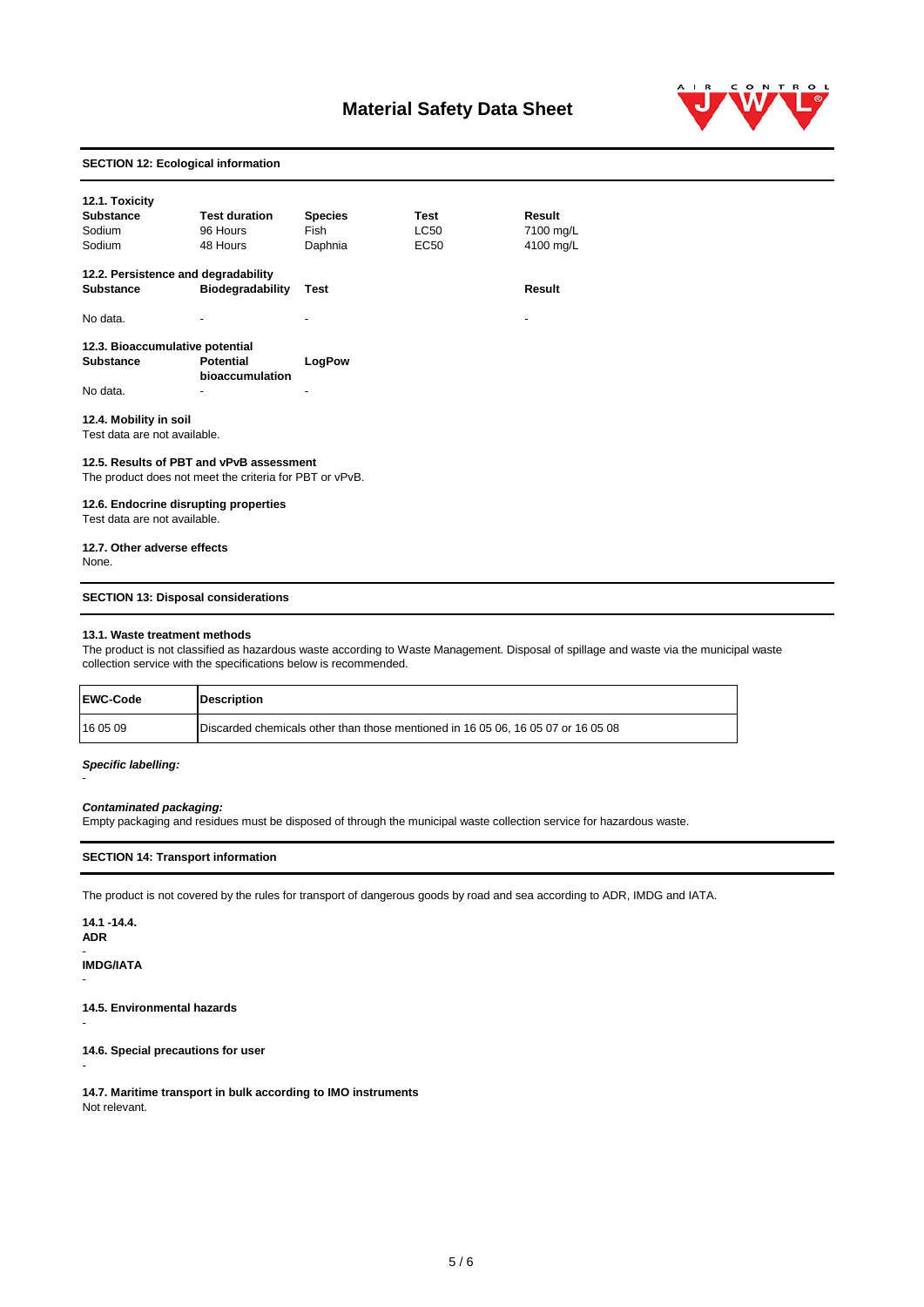# Material Safety Data Sheet

## SECTION 12: Ecological information

### 12.1. Toxicity

| Substance | Test duration | Species | Test | Result |
|---|---|---|---|---|
| Sodium | 96 Hours | Fish | LC50 | 7100 mg/L |
| Sodium | 48 Hours | Daphnia | EC50 | 4100 mg/L |

### 12.2. Persistence and degradability

| Substance | Biodegradability | Test | Result |
|---|---|---|---|
| No data. | - | - | - |

### 12.3. Bioaccumulative potential

| Substance | Potential bioaccumulation | LogPow |
|---|---|---|
| No data. | - | - |

### 12.4. Mobility in soil

Test data are not available.

### 12.5. Results of PBT and vPvB assessment

The product does not meet the criteria for PBT or vPvB.

### 12.6. Endocrine disrupting properties

Test data are not available.

### 12.7. Other adverse effects

None.

## SECTION 13: Disposal considerations

### 13.1. Waste treatment methods

The product is not classified as hazardous waste according to Waste Management. Disposal of spillage and waste via the municipal waste collection service with the specifications below is recommended.

| EWC-Code | Description |
|---|---|
| 16 05 09 | Discarded chemicals other than those mentioned in 16 05 06, 16 05 07 or 16 05 08 |

***Specific labelling:***

-

***Contaminated packaging:***

Empty packaging and residues must be disposed of through the municipal waste collection service for hazardous waste.

## SECTION 14: Transport information

The product is not covered by the rules for transport of dangerous goods by road and sea according to ADR, IMDG and IATA.

**14.1 -14.4.**

**ADR**

-

**IMDG/IATA**

-

### 14.5. Environmental hazards

-

### 14.6. Special precautions for user

-

### 14.7. Maritime transport in bulk according to IMO instruments

Not relevant.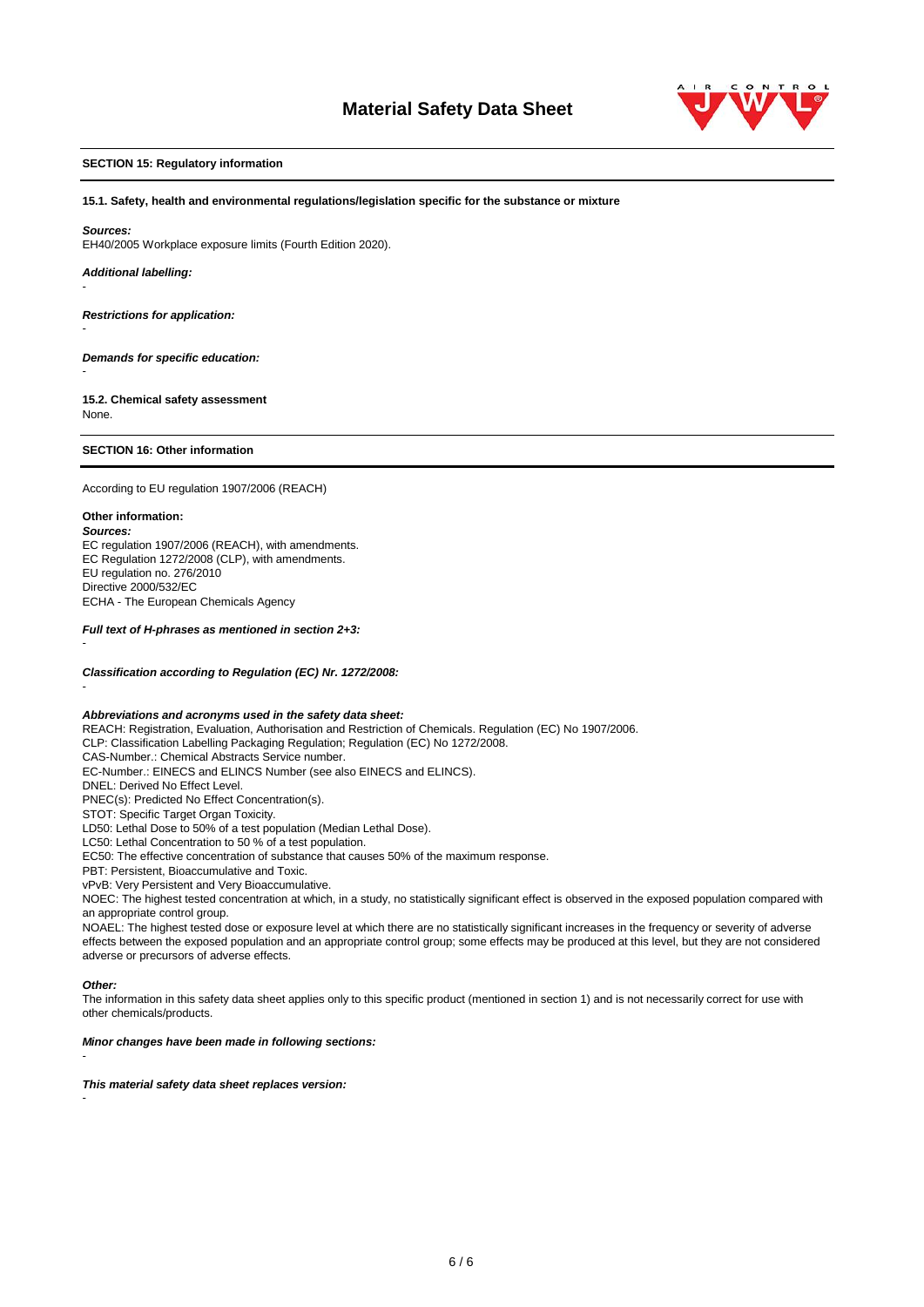## SECTION 15: Regulatory information

### 15.1. Safety, health and environmental regulations/legislation specific for the substance or mixture

***Sources:***
EH40/2005 Workplace exposure limits (Fourth Edition 2020).

***Additional labelling:***
-

***Restrictions for application:***
-

***Demands for specific education:***
-

### 15.2. Chemical safety assessment
None.

## SECTION 16: Other information

According to EU regulation 1907/2006 (REACH)

**Other information:**
***Sources:***
EC regulation 1907/2006 (REACH), with amendments.
EC Regulation 1272/2008 (CLP), with amendments.
EU regulation no. 276/2010
Directive 2000/532/EC
ECHA - The European Chemicals Agency

***Full text of H-phrases as mentioned in section 2+3:***
-

***Classification according to Regulation (EC) Nr. 1272/2008:***
-

***Abbreviations and acronyms used in the safety data sheet:***
REACH: Registration, Evaluation, Authorisation and Restriction of Chemicals. Regulation (EC) No 1907/2006.
CLP: Classification Labelling Packaging Regulation; Regulation (EC) No 1272/2008.
CAS-Number.: Chemical Abstracts Service number.
EC-Number.: EINECS and ELINCS Number (see also EINECS and ELINCS).
DNEL: Derived No Effect Level.
PNEC(s): Predicted No Effect Concentration(s).
STOT: Specific Target Organ Toxicity.
LD50: Lethal Dose to 50% of a test population (Median Lethal Dose).
LC50: Lethal Concentration to 50 % of a test population.
EC50: The effective concentration of substance that causes 50% of the maximum response.
PBT: Persistent, Bioaccumulative and Toxic.
vPvB: Very Persistent and Very Bioaccumulative.
NOEC: The highest tested concentration at which, in a study, no statistically significant effect is observed in the exposed population compared with an appropriate control group.
NOAEL: The highest tested dose or exposure level at which there are no statistically significant increases in the frequency or severity of adverse effects between the exposed population and an appropriate control group; some effects may be produced at this level, but they are not considered adverse or precursors of adverse effects.

***Other:***
The information in this safety data sheet applies only to this specific product (mentioned in section 1) and is not necessarily correct for use with other chemicals/products.

***Minor changes have been made in following sections:***
-

***This material safety data sheet replaces version:***
-